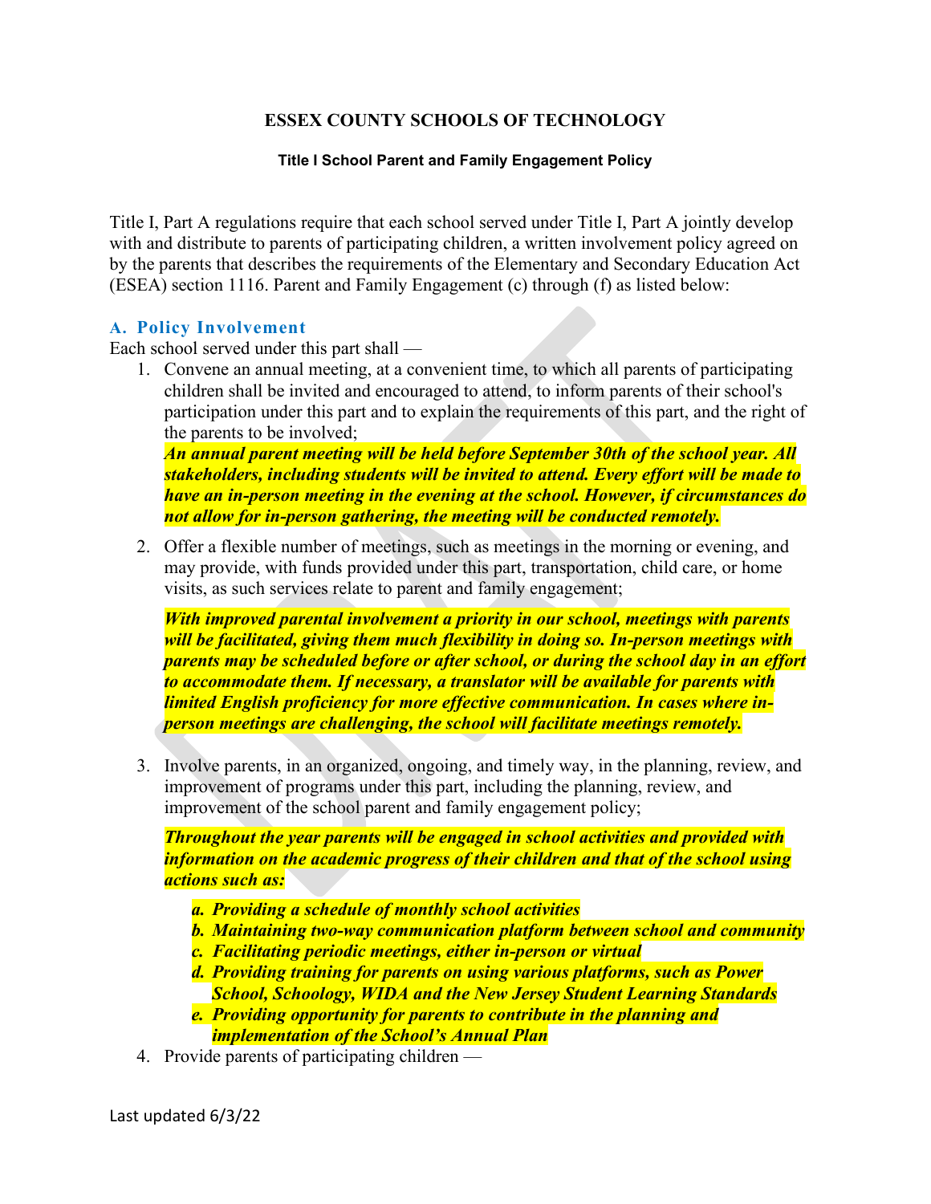# ESSEX COUNTY SCHOOLS OF TECHNOLOGY

## Title I School Parent and Family Engagement Policy

Title I, Part A regulations require that each school served under Title I, Part A jointly develop with and distribute to parents of participating children, a written involvement policy agreed on by the parents that describes the requirements of the Elementary and Secondary Education Act (ESEA) section 1116. Parent and Family Engagement (c) through (f) as listed below:

### A. Policy Involvement

Each school served under this part shall —

1. Convene an annual meeting, at a convenient time, to which all parents of participating children shall be invited and encouraged to attend, to inform parents of their school's participation under this part and to explain the requirements of this part, and the right of the parents to be involved;

   ***An annual parent meeting will be held before September 30th of the school year. All stakeholders, including students will be invited to attend. Every effort will be made to have an in-person meeting in the evening at the school. However, if circumstances do not allow for in-person gathering, the meeting will be conducted remotely.***

2. Offer a flexible number of meetings, such as meetings in the morning or evening, and may provide, with funds provided under this part, transportation, child care, or home visits, as such services relate to parent and family engagement;

   ***With improved parental involvement a priority in our school, meetings with parents will be facilitated, giving them much flexibility in doing so. In-person meetings with parents may be scheduled before or after school, or during the school day in an effort to accommodate them. If necessary, a translator will be available for parents with limited English proficiency for more effective communication. In cases where in-person meetings are challenging, the school will facilitate meetings remotely.***

3. Involve parents, in an organized, ongoing, and timely way, in the planning, review, and improvement of programs under this part, including the planning, review, and improvement of the school parent and family engagement policy;

   ***Throughout the year parents will be engaged in school activities and provided with information on the academic progress of their children and that of the school using actions such as:***

   ***a. Providing a schedule of monthly school activities***
   ***b. Maintaining two-way communication platform between school and community***
   ***c. Facilitating periodic meetings, either in-person or virtual***
   ***d. Providing training for parents on using various platforms, such as Power School, Schoology, WIDA and the New Jersey Student Learning Standards***
   ***e. Providing opportunity for parents to contribute in the planning and implementation of the School's Annual Plan***

4. Provide parents of participating children —

Last updated 6/3/22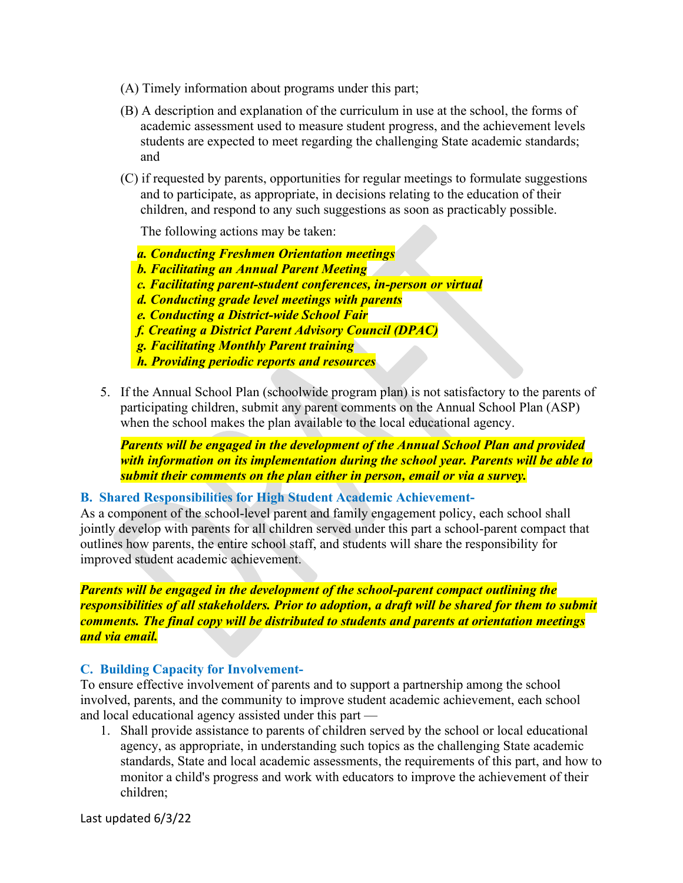(A) Timely information about programs under this part;

(B) A description and explanation of the curriculum in use at the school, the forms of academic assessment used to measure student progress, and the achievement levels students are expected to meet regarding the challenging State academic standards; and

(C) if requested by parents, opportunities for regular meetings to formulate suggestions and to participate, as appropriate, in decisions relating to the education of their children, and respond to any such suggestions as soon as practicably possible.

The following actions may be taken:

***a. Conducting Freshmen Orientation meetings***
***b. Facilitating an Annual Parent Meeting***
***c. Facilitating parent-student conferences, in-person or virtual***
***d. Conducting grade level meetings with parents***
***e. Conducting a District-wide School Fair***
***f. Creating a District Parent Advisory Council (DPAC)***
***g. Facilitating Monthly Parent training***
***h. Providing periodic reports and resources***

5. If the Annual School Plan (schoolwide program plan) is not satisfactory to the parents of participating children, submit any parent comments on the Annual School Plan (ASP) when the school makes the plan available to the local educational agency.

   ***Parents will be engaged in the development of the Annual School Plan and provided with information on its implementation during the school year. Parents will be able to submit their comments on the plan either in person, email or via a survey.***

### B. Shared Responsibilities for High Student Academic Achievement-

As a component of the school-level parent and family engagement policy, each school shall jointly develop with parents for all children served under this part a school-parent compact that outlines how parents, the entire school staff, and students will share the responsibility for improved student academic achievement.

***Parents will be engaged in the development of the school-parent compact outlining the responsibilities of all stakeholders. Prior to adoption, a draft will be shared for them to submit comments. The final copy will be distributed to students and parents at orientation meetings and via email.***

### C. Building Capacity for Involvement-

To ensure effective involvement of parents and to support a partnership among the school involved, parents, and the community to improve student academic achievement, each school and local educational agency assisted under this part —

1. Shall provide assistance to parents of children served by the school or local educational agency, as appropriate, in understanding such topics as the challenging State academic standards, State and local academic assessments, the requirements of this part, and how to monitor a child's progress and work with educators to improve the achievement of their children;

Last updated 6/3/22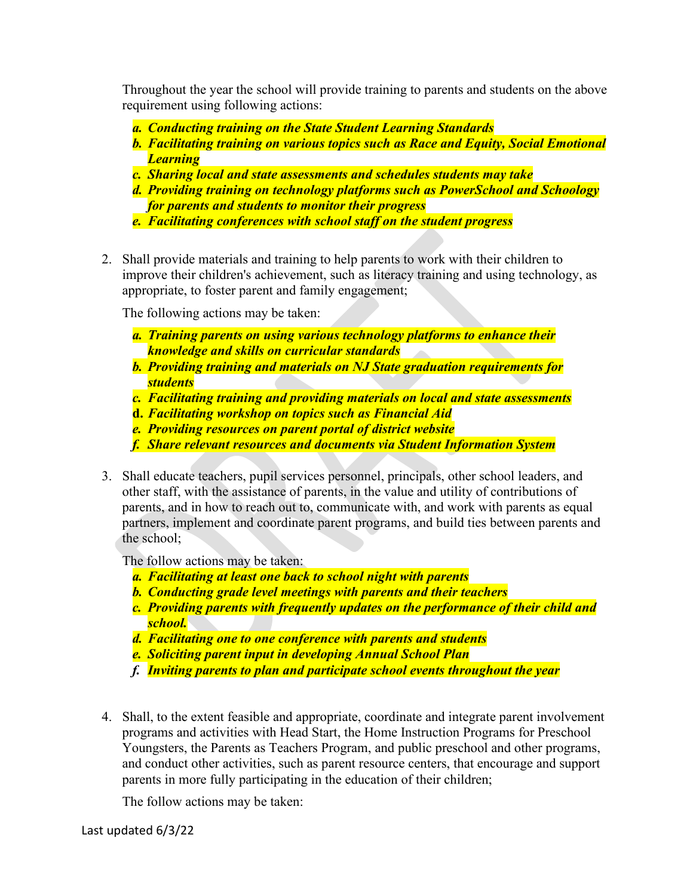Throughout the year the school will provide training to parents and students on the above requirement using following actions:

  a. ***Conducting training on the State Student Learning Standards***
  b. ***Facilitating training on various topics such as Race and Equity, Social Emotional Learning***
  c. ***Sharing local and state assessments and schedules students may take***
  d. ***Providing training on technology platforms such as PowerSchool and Schoology for parents and students to monitor their progress***
  e. ***Facilitating conferences with school staff on the student progress***

2. Shall provide materials and training to help parents to work with their children to improve their children's achievement, such as literacy training and using technology, as appropriate, to foster parent and family engagement;

   The following actions may be taken:

   a. ***Training parents on using various technology platforms to enhance their knowledge and skills on curricular standards***
   b. ***Providing training and materials on NJ State graduation requirements for students***
   c. ***Facilitating training and providing materials on local and state assessments***
   d. ***Facilitating workshop on topics such as Financial Aid***
   e. ***Providing resources on parent portal of district website***
   f. ***Share relevant resources and documents via Student Information System***

3. Shall educate teachers, pupil services personnel, principals, other school leaders, and other staff, with the assistance of parents, in the value and utility of contributions of parents, and in how to reach out to, communicate with, and work with parents as equal partners, implement and coordinate parent programs, and build ties between parents and the school;

   The follow actions may be taken:

   a. ***Facilitating at least one back to school night with parents***
   b. ***Conducting grade level meetings with parents and their teachers***
   c. ***Providing parents with frequently updates on the performance of their child and school.***
   d. ***Facilitating one to one conference with parents and students***
   e. ***Soliciting parent input in developing Annual School Plan***
   f. ***Inviting parents to plan and participate school events throughout the year***

4. Shall, to the extent feasible and appropriate, coordinate and integrate parent involvement programs and activities with Head Start, the Home Instruction Programs for Preschool Youngsters, the Parents as Teachers Program, and public preschool and other programs, and conduct other activities, such as parent resource centers, that encourage and support parents in more fully participating in the education of their children;

   The follow actions may be taken:

Last updated 6/3/22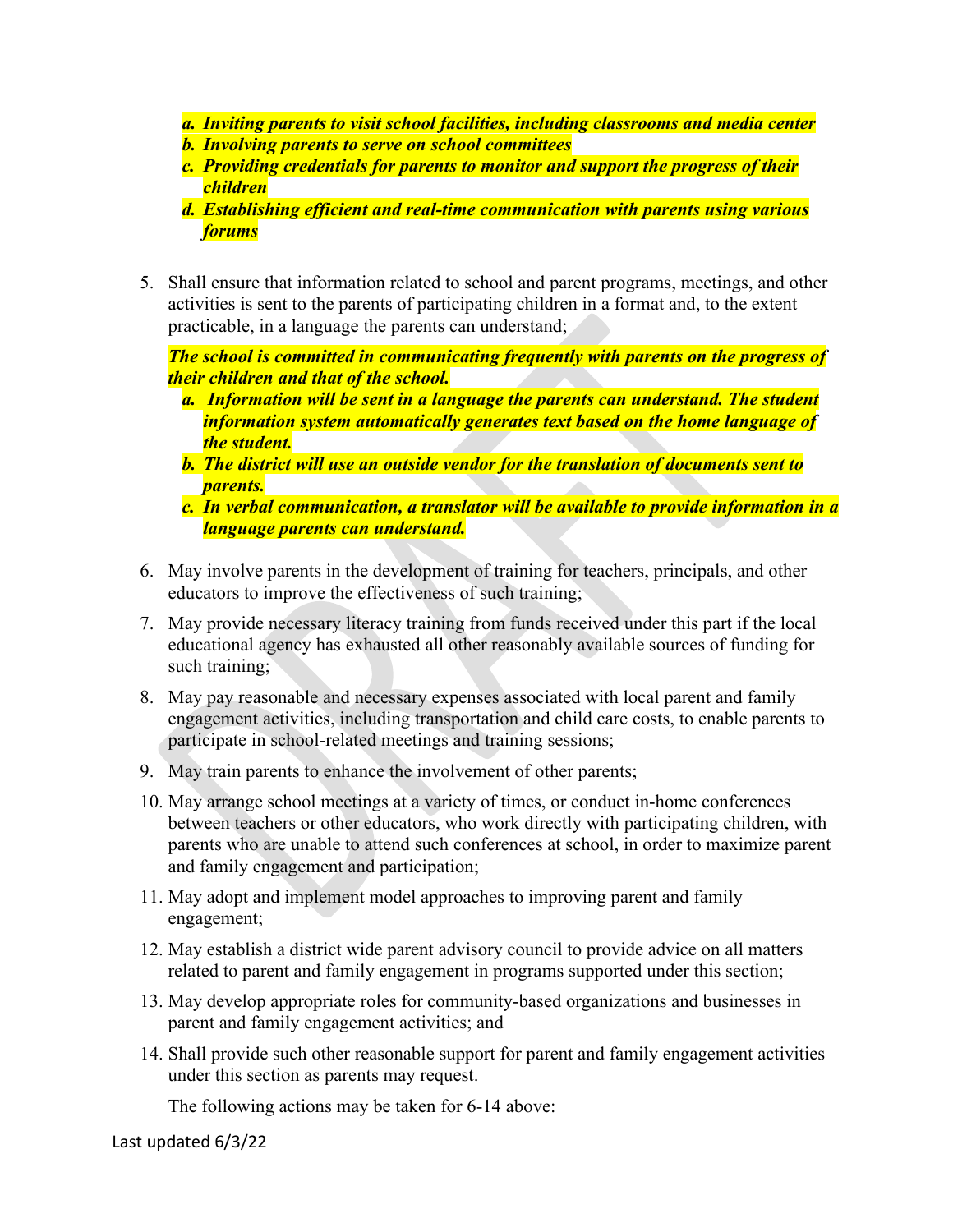a. ***Inviting parents to visit school facilities, including classrooms and media center***
   b. ***Involving parents to serve on school committees***
   c. ***Providing credentials for parents to monitor and support the progress of their children***
   d. ***Establishing efficient and real-time communication with parents using various forums***

5. Shall ensure that information related to school and parent programs, meetings, and other activities is sent to the parents of participating children in a format and, to the extent practicable, in a language the parents can understand;

   ***The school is committed in communicating frequently with parents on the progress of their children and that of the school.***

   a. ***Information will be sent in a language the parents can understand. The student information system automatically generates text based on the home language of the student.***
   b. ***The district will use an outside vendor for the translation of documents sent to parents.***
   c. ***In verbal communication, a translator will be available to provide information in a language parents can understand.***

6. May involve parents in the development of training for teachers, principals, and other educators to improve the effectiveness of such training;
7. May provide necessary literacy training from funds received under this part if the local educational agency has exhausted all other reasonably available sources of funding for such training;
8. May pay reasonable and necessary expenses associated with local parent and family engagement activities, including transportation and child care costs, to enable parents to participate in school-related meetings and training sessions;
9. May train parents to enhance the involvement of other parents;
10. May arrange school meetings at a variety of times, or conduct in-home conferences between teachers or other educators, who work directly with participating children, with parents who are unable to attend such conferences at school, in order to maximize parent and family engagement and participation;
11. May adopt and implement model approaches to improving parent and family engagement;
12. May establish a district wide parent advisory council to provide advice on all matters related to parent and family engagement in programs supported under this section;
13. May develop appropriate roles for community-based organizations and businesses in parent and family engagement activities; and
14. Shall provide such other reasonable support for parent and family engagement activities under this section as parents may request.

    The following actions may be taken for 6-14 above:

Last updated 6/3/22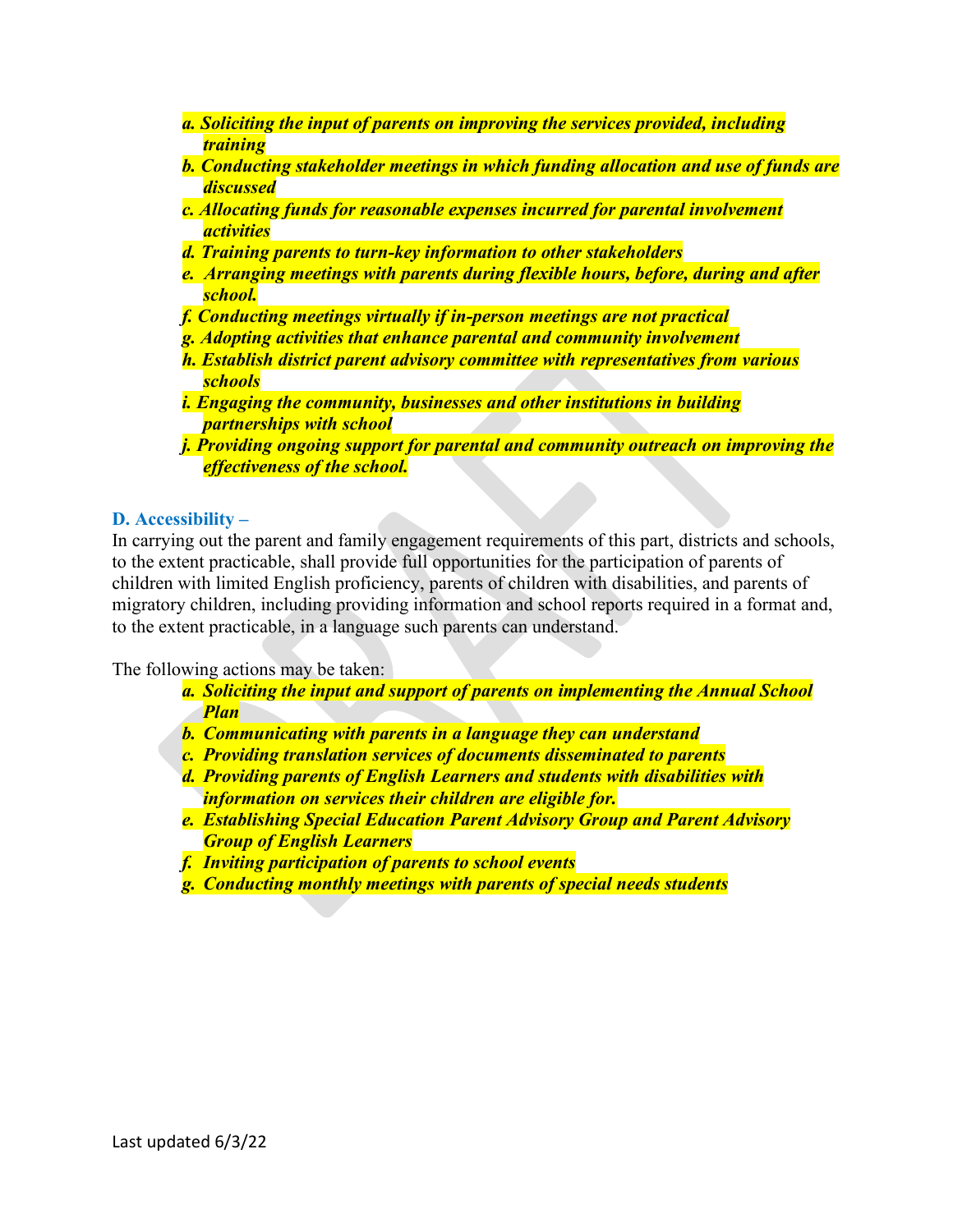a. ***Soliciting the input of parents on improving the services provided, including training***
b. ***Conducting stakeholder meetings in which funding allocation and use of funds are discussed***
c. ***Allocating funds for reasonable expenses incurred for parental involvement activities***
d. ***Training parents to turn-key information to other stakeholders***
e. ***Arranging meetings with parents during flexible hours, before, during and after school.***
f. ***Conducting meetings virtually if in-person meetings are not practical***
g. ***Adopting activities that enhance parental and community involvement***
h. ***Establish district parent advisory committee with representatives from various schools***
i. ***Engaging the community, businesses and other institutions in building partnerships with school***
j. ***Providing ongoing support for parental and community outreach on improving the effectiveness of the school.***

### D. Accessibility –

In carrying out the parent and family engagement requirements of this part, districts and schools, to the extent practicable, shall provide full opportunities for the participation of parents of children with limited English proficiency, parents of children with disabilities, and parents of migratory children, including providing information and school reports required in a format and, to the extent practicable, in a language such parents can understand.

The following actions may be taken:

a. ***Soliciting the input and support of parents on implementing the Annual School Plan***
b. ***Communicating with parents in a language they can understand***
c. ***Providing translation services of documents disseminated to parents***
d. ***Providing parents of English Learners and students with disabilities with information on services their children are eligible for.***
e. ***Establishing Special Education Parent Advisory Group and Parent Advisory Group of English Learners***
f. ***Inviting participation of parents to school events***
g. ***Conducting monthly meetings with parents of special needs students***

Last updated 6/3/22